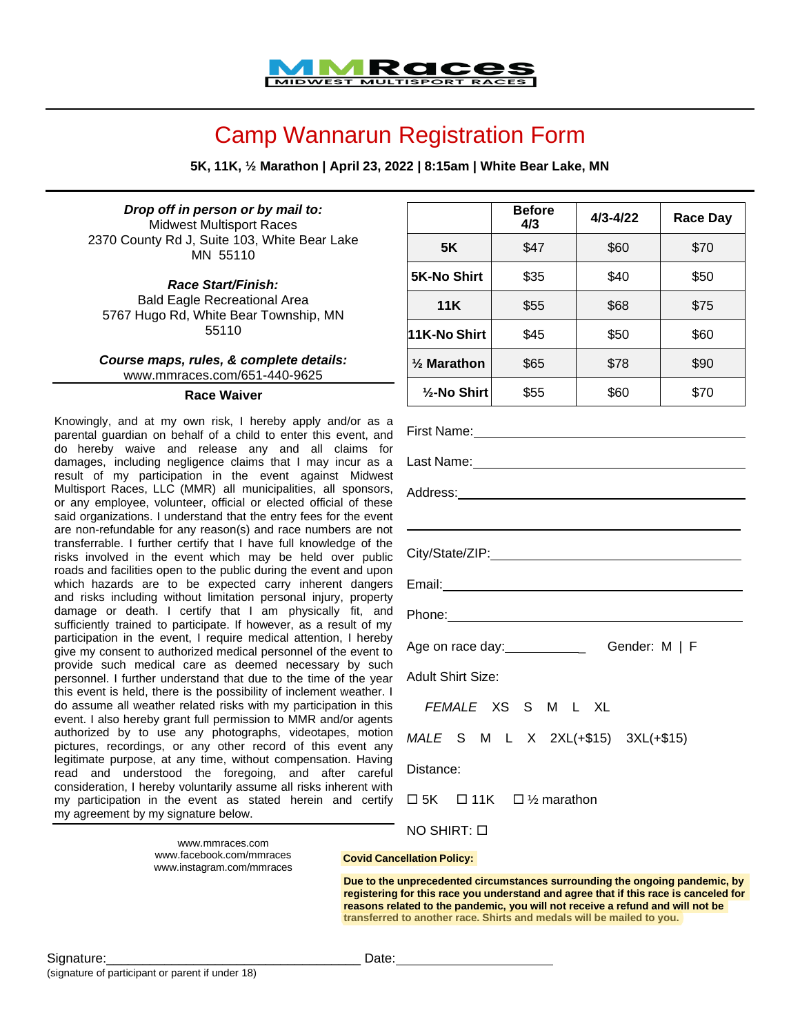MMRaces
MIDWEST MULTISPORT RACES

# Camp Wannarun Registration Form

**5K, 11K, ½ Marathon | April 23, 2022 | 8:15am | White Bear Lake, MN**

***Drop off in person or by mail to:***
Midwest Multisport Races
2370 County Rd J, Suite 103, White Bear Lake MN 55110

***Race Start/Finish:***
Bald Eagle Recreational Area
5767 Hugo Rd, White Bear Township, MN 55110

***Course maps, rules, & complete details:***
www.mmraces.com/651-440-9625

| | Before 4/3 | 4/3-4/22 | Race Day |
|---|---|---|---|
| **5K** | $47 | $60 | $70 |
| **5K-No Shirt** | $35 | $40 | $50 |
| **11K** | $55 | $68 | $75 |
| **11K-No Shirt** | $45 | $50 | $60 |
| **½ Marathon** | $65 | $78 | $90 |
| **½-No Shirt** | $55 | $60 | $70 |

### Race Waiver

Knowingly, and at my own risk, I hereby apply and/or as a parental guardian on behalf of a child to enter this event, and do hereby waive and release any and all claims for damages, including negligence claims that I may incur as a result of my participation in the event against Midwest Multisport Races, LLC (MMR) all municipalities, all sponsors, or any employee, volunteer, official or elected official of these said organizations. I understand that the entry fees for the event are non-refundable for any reason(s) and race numbers are not transferrable. I further certify that I have full knowledge of the risks involved in the event which may be held over public roads and facilities open to the public during the event and upon which hazards are to be expected carry inherent dangers and risks including without limitation personal injury, property damage or death. I certify that I am physically fit, and sufficiently trained to participate. If however, as a result of my participation in the event, I require medical attention, I hereby give my consent to authorized medical personnel of the event to provide such medical care as deemed necessary by such personnel. I further understand that due to the time of the year this event is held, there is the possibility of inclement weather. I do assume all weather related risks with my participation in this event. I also hereby grant full permission to MMR and/or agents authorized by to use any photographs, videotapes, motion pictures, recordings, or any other record of this event any legitimate purpose, at any time, without compensation. Having read and understood the foregoing, and after careful consideration, I hereby voluntarily assume all risks inherent with my participation in the event as stated herein and certify my agreement by my signature below.

First Name:\_\_\_\_\_\_\_\_\_\_\_\_\_\_\_\_\_\_\_\_\_\_\_\_\_\_\_\_\_\_

Last Name:\_\_\_\_\_\_\_\_\_\_\_\_\_\_\_\_\_\_\_\_\_\_\_\_\_\_\_\_\_\_

Address:\_\_\_\_\_\_\_\_\_\_\_\_\_\_\_\_\_\_\_\_\_\_\_\_\_\_\_\_\_\_

\_\_\_\_\_\_\_\_\_\_\_\_\_\_\_\_\_\_\_\_\_\_\_\_\_\_\_\_\_\_\_\_\_\_\_\_\_\_

City/State/ZIP:\_\_\_\_\_\_\_\_\_\_\_\_\_\_\_\_\_\_\_\_\_\_\_\_\_\_

Email:\_\_\_\_\_\_\_\_\_\_\_\_\_\_\_\_\_\_\_\_\_\_\_\_\_\_\_\_\_\_\_\_\_\_

Phone:\_\_\_\_\_\_\_\_\_\_\_\_\_\_\_\_\_\_\_\_\_\_\_\_\_\_\_\_\_\_\_\_\_\_

Age on race day:\_\_\_\_\_\_\_\_\_\_\_\_ Gender: M | F

Adult Shirt Size:

*FEMALE* XS S M L XL

*MALE* S M L X 2XL(+$15) 3XL(+$15)

Distance:

☐ 5K ☐ 11K ☐ ½ marathon

NO SHIRT: ☐

www.mmraces.com
www.facebook.com/mmraces
www.instagram.com/mmraces

**Covid Cancellation Policy:**

**Due to the unprecedented circumstances surrounding the ongoing pandemic, by registering for this race you understand and agree that if this race is canceled for reasons related to the pandemic, you will not receive a refund and will not be transferred to another race. Shirts and medals will be mailed to you.**

Signature:\_\_\_\_\_\_\_\_\_\_\_\_\_\_\_\_\_\_\_\_\_\_\_\_\_\_\_\_\_\_\_\_\_\_ Date:\_\_\_\_\_\_\_\_\_\_\_\_\_\_\_\_\_\_\_\_\_\_
(signature of participant or parent if under 18)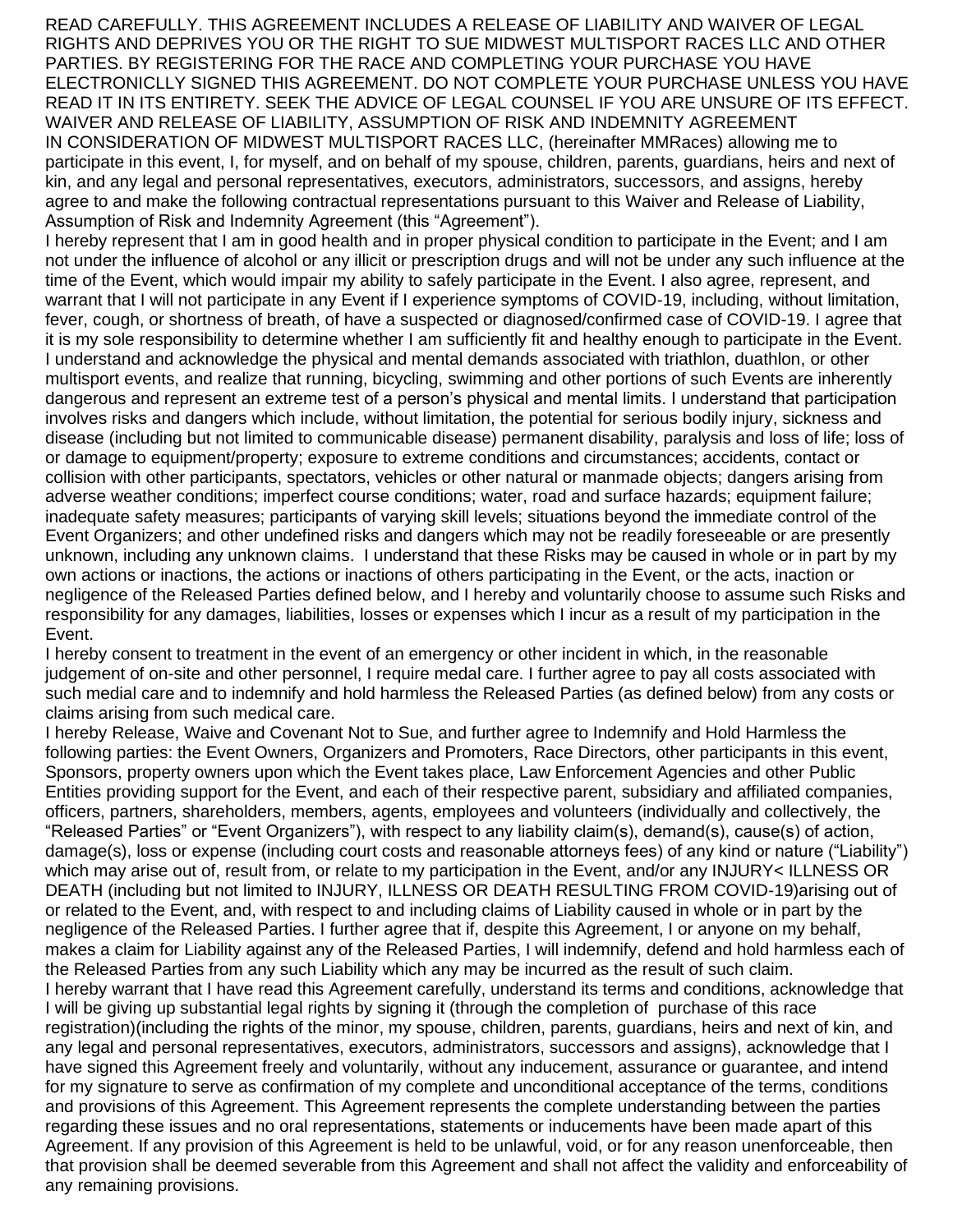READ CAREFULLY. THIS AGREEMENT INCLUDES A RELEASE OF LIABILITY AND WAIVER OF LEGAL RIGHTS AND DEPRIVES YOU OR THE RIGHT TO SUE MIDWEST MULTISPORT RACES LLC AND OTHER PARTIES. BY REGISTERING FOR THE RACE AND COMPLETING YOUR PURCHASE YOU HAVE ELECTRONICLLY SIGNED THIS AGREEMENT. DO NOT COMPLETE YOUR PURCHASE UNLESS YOU HAVE READ IT IN ITS ENTIRETY. SEEK THE ADVICE OF LEGAL COUNSEL IF YOU ARE UNSURE OF ITS EFFECT.

WAIVER AND RELEASE OF LIABILITY, ASSUMPTION OF RISK AND INDEMNITY AGREEMENT

IN CONSIDERATION OF MIDWEST MULTISPORT RACES LLC, (hereinafter MMRaces) allowing me to participate in this event, I, for myself, and on behalf of my spouse, children, parents, guardians, heirs and next of kin, and any legal and personal representatives, executors, administrators, successors, and assigns, hereby agree to and make the following contractual representations pursuant to this Waiver and Release of Liability, Assumption of Risk and Indemnity Agreement (this "Agreement").

I hereby represent that I am in good health and in proper physical condition to participate in the Event; and I am not under the influence of alcohol or any illicit or prescription drugs and will not be under any such influence at the time of the Event, which would impair my ability to safely participate in the Event. I also agree, represent, and warrant that I will not participate in any Event if I experience symptoms of COVID-19, including, without limitation, fever, cough, or shortness of breath, of have a suspected or diagnosed/confirmed case of COVID-19. I agree that it is my sole responsibility to determine whether I am sufficiently fit and healthy enough to participate in the Event. I understand and acknowledge the physical and mental demands associated with triathlon, duathlon, or other multisport events, and realize that running, bicycling, swimming and other portions of such Events are inherently dangerous and represent an extreme test of a person's physical and mental limits. I understand that participation involves risks and dangers which include, without limitation, the potential for serious bodily injury, sickness and disease (including but not limited to communicable disease) permanent disability, paralysis and loss of life; loss of or damage to equipment/property; exposure to extreme conditions and circumstances; accidents, contact or collision with other participants, spectators, vehicles or other natural or manmade objects; dangers arising from adverse weather conditions; imperfect course conditions; water, road and surface hazards; equipment failure; inadequate safety measures; participants of varying skill levels; situations beyond the immediate control of the Event Organizers; and other undefined risks and dangers which may not be readily foreseeable or are presently unknown, including any unknown claims. I understand that these Risks may be caused in whole or in part by my own actions or inactions, the actions or inactions of others participating in the Event, or the acts, inaction or negligence of the Released Parties defined below, and I hereby and voluntarily choose to assume such Risks and responsibility for any damages, liabilities, losses or expenses which I incur as a result of my participation in the Event.

I hereby consent to treatment in the event of an emergency or other incident in which, in the reasonable judgement of on-site and other personnel, I require medal care. I further agree to pay all costs associated with such medial care and to indemnify and hold harmless the Released Parties (as defined below) from any costs or claims arising from such medical care.

I hereby Release, Waive and Covenant Not to Sue, and further agree to Indemnify and Hold Harmless the following parties: the Event Owners, Organizers and Promoters, Race Directors, other participants in this event, Sponsors, property owners upon which the Event takes place, Law Enforcement Agencies and other Public Entities providing support for the Event, and each of their respective parent, subsidiary and affiliated companies, officers, partners, shareholders, members, agents, employees and volunteers (individually and collectively, the "Released Parties" or "Event Organizers"), with respect to any liability claim(s), demand(s), cause(s) of action, damage(s), loss or expense (including court costs and reasonable attorneys fees) of any kind or nature ("Liability") which may arise out of, result from, or relate to my participation in the Event, and/or any INJURY< ILLNESS OR DEATH (including but not limited to INJURY, ILLNESS OR DEATH RESULTING FROM COVID-19)arising out of or related to the Event, and, with respect to and including claims of Liability caused in whole or in part by the negligence of the Released Parties. I further agree that if, despite this Agreement, I or anyone on my behalf, makes a claim for Liability against any of the Released Parties, I will indemnify, defend and hold harmless each of the Released Parties from any such Liability which any may be incurred as the result of such claim.

I hereby warrant that I have read this Agreement carefully, understand its terms and conditions, acknowledge that I will be giving up substantial legal rights by signing it (through the completion of purchase of this race registration)(including the rights of the minor, my spouse, children, parents, guardians, heirs and next of kin, and any legal and personal representatives, executors, administrators, successors and assigns), acknowledge that I have signed this Agreement freely and voluntarily, without any inducement, assurance or guarantee, and intend for my signature to serve as confirmation of my complete and unconditional acceptance of the terms, conditions and provisions of this Agreement. This Agreement represents the complete understanding between the parties regarding these issues and no oral representations, statements or inducements have been made apart of this Agreement. If any provision of this Agreement is held to be unlawful, void, or for any reason unenforceable, then that provision shall be deemed severable from this Agreement and shall not affect the validity and enforceability of any remaining provisions.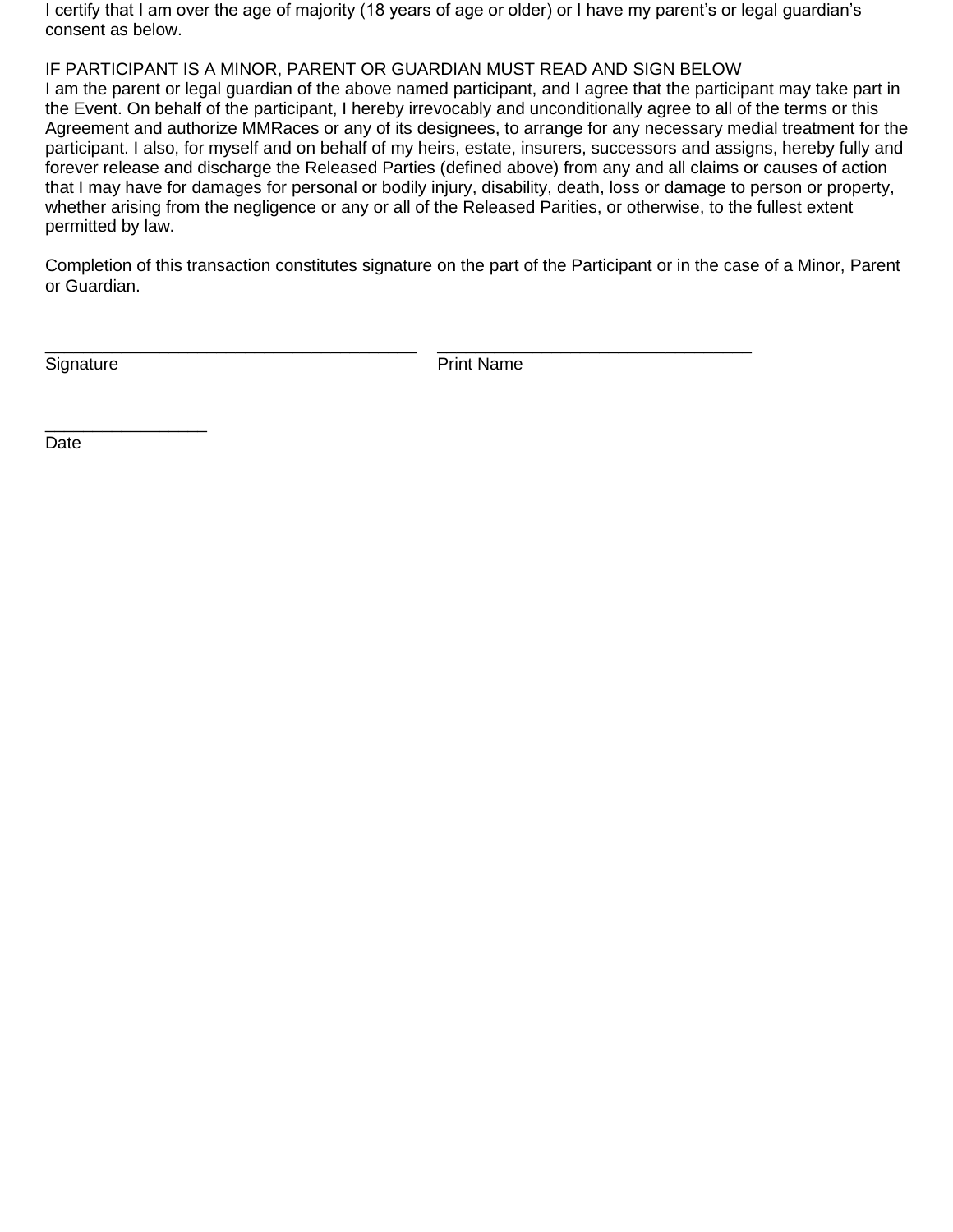I certify that I am over the age of majority (18 years of age or older) or I have my parent's or legal guardian's consent as below.

IF PARTICIPANT IS A MINOR, PARENT OR GUARDIAN MUST READ AND SIGN BELOW
I am the parent or legal guardian of the above named participant, and I agree that the participant may take part in the Event. On behalf of the participant, I hereby irrevocably and unconditionally agree to all of the terms or this Agreement and authorize MMRaces or any of its designees, to arrange for any necessary medial treatment for the participant. I also, for myself and on behalf of my heirs, estate, insurers, successors and assigns, hereby fully and forever release and discharge the Released Parties (defined above) from any and all claims or causes of action that I may have for damages for personal or bodily injury, disability, death, loss or damage to person or property, whether arising from the negligence or any or all of the Released Parities, or otherwise, to the fullest extent permitted by law.

Completion of this transaction constitutes signature on the part of the Participant or in the case of a Minor, Parent or Guardian.

_______________________________________ ________________________________
Signature Print Name

_________________
Date